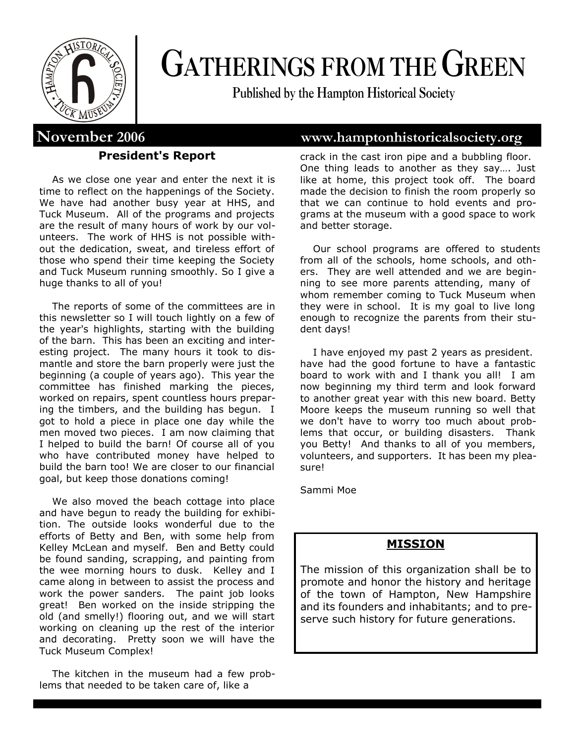# GATHERINGS FROM THE GREEN

**Published by the Hampton Historical Society**

**November 2006** **www.hamptonhistoricalsociety.org**

## President's Report

As we close one year and enter the next it is time to reflect on the happenings of the Society. We have had another busy year at HHS, and Tuck Museum. All of the programs and projects are the result of many hours of work by our volunteers. The work of HHS is not possible without the dedication, sweat, and tireless effort of those who spend their time keeping the Society and Tuck Museum running smoothly. So I give a huge thanks to all of you!

The reports of some of the committees are in this newsletter so I will touch lightly on a few of the year's highlights, starting with the building of the barn. This has been an exciting and interesting project. The many hours it took to dismantle and store the barn properly were just the beginning (a couple of years ago). This year the committee has finished marking the pieces, worked on repairs, spent countless hours preparing the timbers, and the building has begun. I got to hold a piece in place one day while the men moved two pieces. I am now claiming that I helped to build the barn! Of course all of you who have contributed money have helped to build the barn too! We are closer to our financial goal, but keep those donations coming!

We also moved the beach cottage into place and have begun to ready the building for exhibition. The outside looks wonderful due to the efforts of Betty and Ben, with some help from Kelley McLean and myself. Ben and Betty could be found sanding, scrapping, and painting from the wee morning hours to dusk. Kelley and I came along in between to assist the process and work the power sanders. The paint job looks great! Ben worked on the inside stripping the old (and smelly!) flooring out, and we will start working on cleaning up the rest of the interior and decorating. Pretty soon we will have the Tuck Museum Complex!

The kitchen in the museum had a few problems that needed to be taken care of, like a crack in the cast iron pipe and a bubbling floor. One thing leads to another as they say…. Just like at home, this project took off. The board made the decision to finish the room properly so that we can continue to hold events and programs at the museum with a good space to work and better storage.

Our school programs are offered to students from all of the schools, home schools, and others. They are well attended and we are beginning to see more parents attending, many of whom remember coming to Tuck Museum when they were in school. It is my goal to live long enough to recognize the parents from their student days!

I have enjoyed my past 2 years as president. have had the good fortune to have a fantastic board to work with and I thank you all! I am now beginning my third term and look forward to another great year with this new board. Betty Moore keeps the museum running so well that we don't have to worry too much about problems that occur, or building disasters. Thank you Betty! And thanks to all of you members, volunteers, and supporters. It has been my pleasure!

Sammi Moe

## MISSION

The mission of this organization shall be to promote and honor the history and heritage of the town of Hampton, New Hampshire and its founders and inhabitants; and to preserve such history for future generations.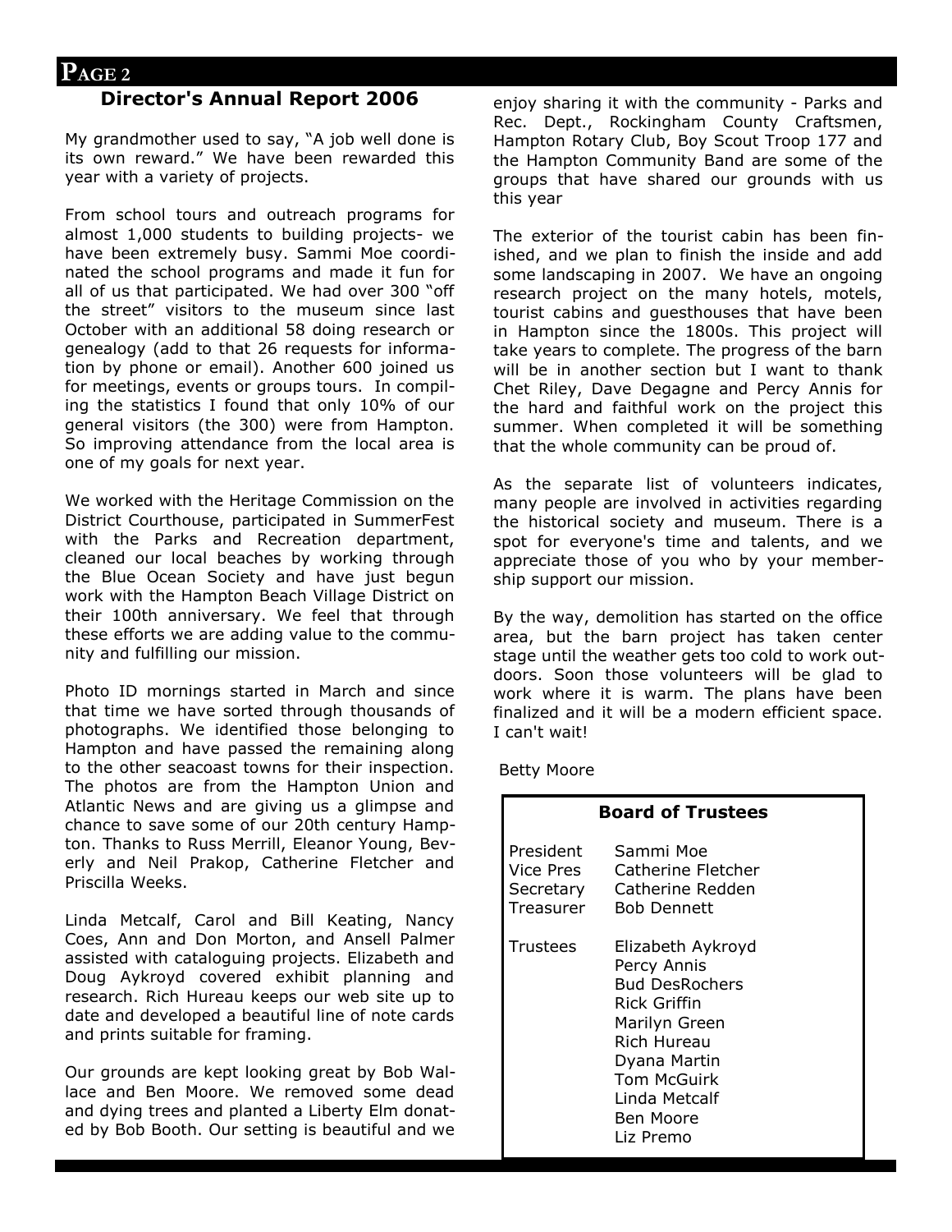## Director's Annual Report 2006

My grandmother used to say, "A job well done is its own reward." We have been rewarded this year with a variety of projects.

From school tours and outreach programs for almost 1,000 students to building projects- we have been extremely busy. Sammi Moe coordinated the school programs and made it fun for all of us that participated. We had over 300 "off the street" visitors to the museum since last October with an additional 58 doing research or genealogy (add to that 26 requests for information by phone or email). Another 600 joined us for meetings, events or groups tours. In compiling the statistics I found that only 10% of our general visitors (the 300) were from Hampton. So improving attendance from the local area is one of my goals for next year.

We worked with the Heritage Commission on the District Courthouse, participated in SummerFest with the Parks and Recreation department, cleaned our local beaches by working through the Blue Ocean Society and have just begun work with the Hampton Beach Village District on their 100th anniversary. We feel that through these efforts we are adding value to the community and fulfilling our mission.

Photo ID mornings started in March and since that time we have sorted through thousands of photographs. We identified those belonging to Hampton and have passed the remaining along to the other seacoast towns for their inspection. The photos are from the Hampton Union and Atlantic News and are giving us a glimpse and chance to save some of our 20th century Hampton. Thanks to Russ Merrill, Eleanor Young, Beverly and Neil Prakop, Catherine Fletcher and Priscilla Weeks.

Linda Metcalf, Carol and Bill Keating, Nancy Coes, Ann and Don Morton, and Ansell Palmer assisted with cataloguing projects. Elizabeth and Doug Aykroyd covered exhibit planning and research. Rich Hureau keeps our web site up to date and developed a beautiful line of note cards and prints suitable for framing.

Our grounds are kept looking great by Bob Wallace and Ben Moore. We removed some dead and dying trees and planted a Liberty Elm donated by Bob Booth. Our setting is beautiful and we enjoy sharing it with the community - Parks and Rec. Dept., Rockingham County Craftsmen, Hampton Rotary Club, Boy Scout Troop 177 and the Hampton Community Band are some of the groups that have shared our grounds with us this year

The exterior of the tourist cabin has been finished, and we plan to finish the inside and add some landscaping in 2007. We have an ongoing research project on the many hotels, motels, tourist cabins and guesthouses that have been in Hampton since the 1800s. This project will take years to complete. The progress of the barn will be in another section but I want to thank Chet Riley, Dave Degagne and Percy Annis for the hard and faithful work on the project this summer. When completed it will be something that the whole community can be proud of.

As the separate list of volunteers indicates, many people are involved in activities regarding the historical society and museum. There is a spot for everyone's time and talents, and we appreciate those of you who by your membership support our mission.

By the way, demolition has started on the office area, but the barn project has taken center stage until the weather gets too cold to work outdoors. Soon those volunteers will be glad to work where it is warm. The plans have been finalized and it will be a modern efficient space. I can't wait!

Betty Moore

### Board of Trustees

| | |
|---|---|
| President | Sammi Moe |
| Vice Pres | Catherine Fletcher |
| Secretary | Catherine Redden |
| Treasurer | Bob Dennett |
| Trustees | Elizabeth Aykroyd |
| | Percy Annis |
| | Bud DesRochers |
| | Rick Griffin |
| | Marilyn Green |
| | Rich Hureau |
| | Dyana Martin |
| | Tom McGuirk |
| | Linda Metcalf |
| | Ben Moore |
| | Liz Premo |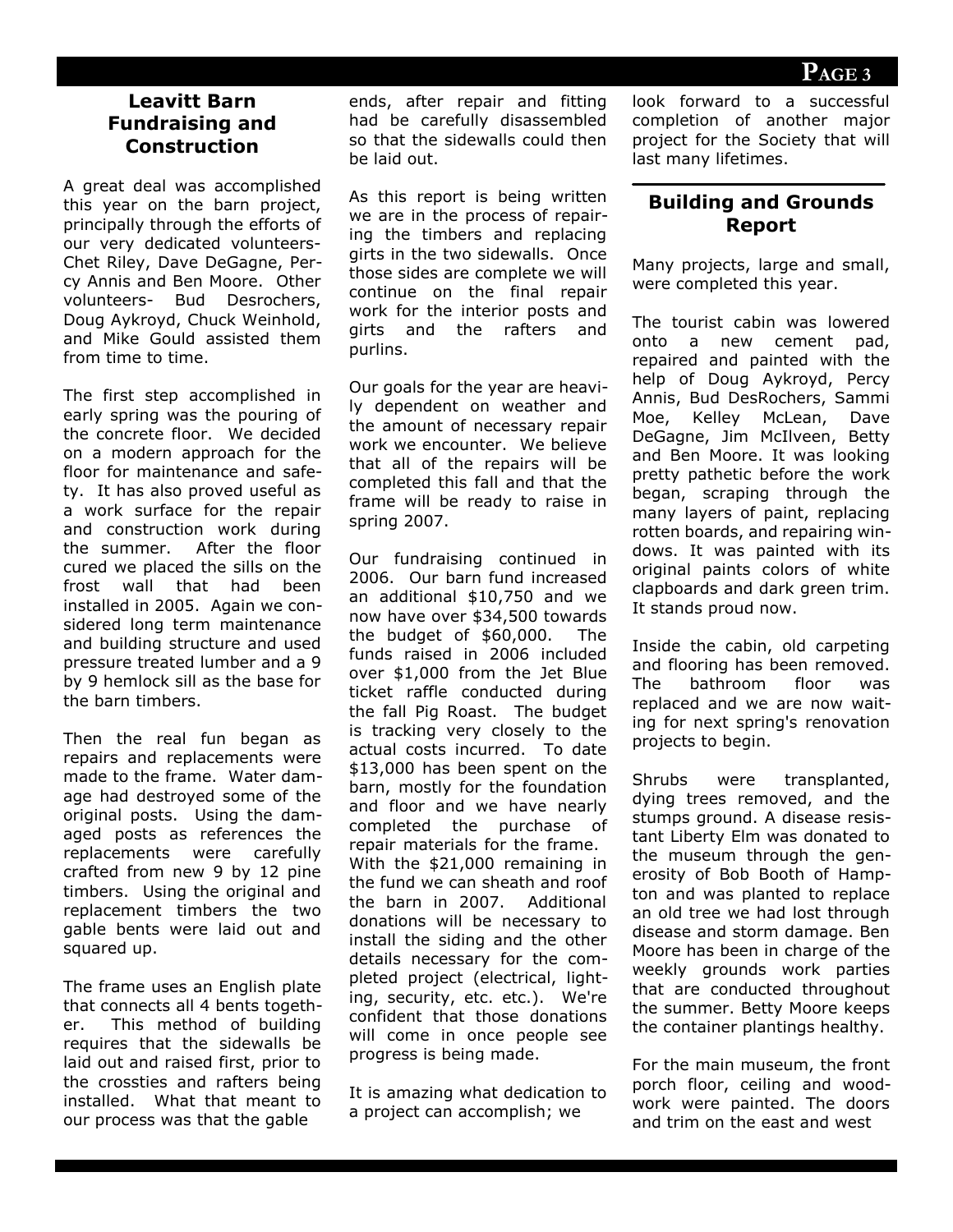## Leavitt Barn Fundraising and Construction

A great deal was accomplished this year on the barn project, principally through the efforts of our very dedicated volunteers- Chet Riley, Dave DeGagne, Percy Annis and Ben Moore. Other volunteers- Bud Desrochers, Doug Aykroyd, Chuck Weinhold, and Mike Gould assisted them from time to time.

The first step accomplished in early spring was the pouring of the concrete floor. We decided on a modern approach for the floor for maintenance and safety. It has also proved useful as a work surface for the repair and construction work during the summer. After the floor cured we placed the sills on the frost wall that had been installed in 2005. Again we considered long term maintenance and building structure and used pressure treated lumber and a 9 by 9 hemlock sill as the base for the barn timbers.

Then the real fun began as repairs and replacements were made to the frame. Water damage had destroyed some of the original posts. Using the damaged posts as references the replacements were carefully crafted from new 9 by 12 pine timbers. Using the original and replacement timbers the two gable bents were laid out and squared up.

The frame uses an English plate that connects all 4 bents together. This method of building requires that the sidewalls be laid out and raised first, prior to the crossties and rafters being installed. What that meant to our process was that the gable ends, after repair and fitting had be carefully disassembled so that the sidewalls could then be laid out.

As this report is being written we are in the process of repairing the timbers and replacing girts in the two sidewalls. Once those sides are complete we will continue on the final repair work for the interior posts and girts and the rafters and purlins.

Our goals for the year are heavily dependent on weather and the amount of necessary repair work we encounter. We believe that all of the repairs will be completed this fall and that the frame will be ready to raise in spring 2007.

Our fundraising continued in 2006. Our barn fund increased an additional $10,750 and we now have over $34,500 towards the budget of $60,000. The funds raised in 2006 included over $1,000 from the Jet Blue ticket raffle conducted during the fall Pig Roast. The budget is tracking very closely to the actual costs incurred. To date $13,000 has been spent on the barn, mostly for the foundation and floor and we have nearly completed the purchase of repair materials for the frame. With the $21,000 remaining in the fund we can sheath and roof the barn in 2007. Additional donations will be necessary to install the siding and the other details necessary for the completed project (electrical, lighting, security, etc. etc.). We're confident that those donations will come in once people see progress is being made.

It is amazing what dedication to a project can accomplish; we look forward to a successful completion of another major project for the Society that will last many lifetimes.

## Building and Grounds Report

Many projects, large and small, were completed this year.

The tourist cabin was lowered onto a new cement pad, repaired and painted with the help of Doug Aykroyd, Percy Annis, Bud DesRochers, Sammi Moe, Kelley McLean, Dave DeGagne, Jim McIlveen, Betty and Ben Moore. It was looking pretty pathetic before the work began, scraping through the many layers of paint, replacing rotten boards, and repairing windows. It was painted with its original paints colors of white clapboards and dark green trim. It stands proud now.

Inside the cabin, old carpeting and flooring has been removed. The bathroom floor was replaced and we are now waiting for next spring's renovation projects to begin.

Shrubs were transplanted, dying trees removed, and the stumps ground. A disease resistant Liberty Elm was donated to the museum through the generosity of Bob Booth of Hampton and was planted to replace an old tree we had lost through disease and storm damage. Ben Moore has been in charge of the weekly grounds work parties that are conducted throughout the summer. Betty Moore keeps the container plantings healthy.

For the main museum, the front porch floor, ceiling and woodwork were painted. The doors and trim on the east and west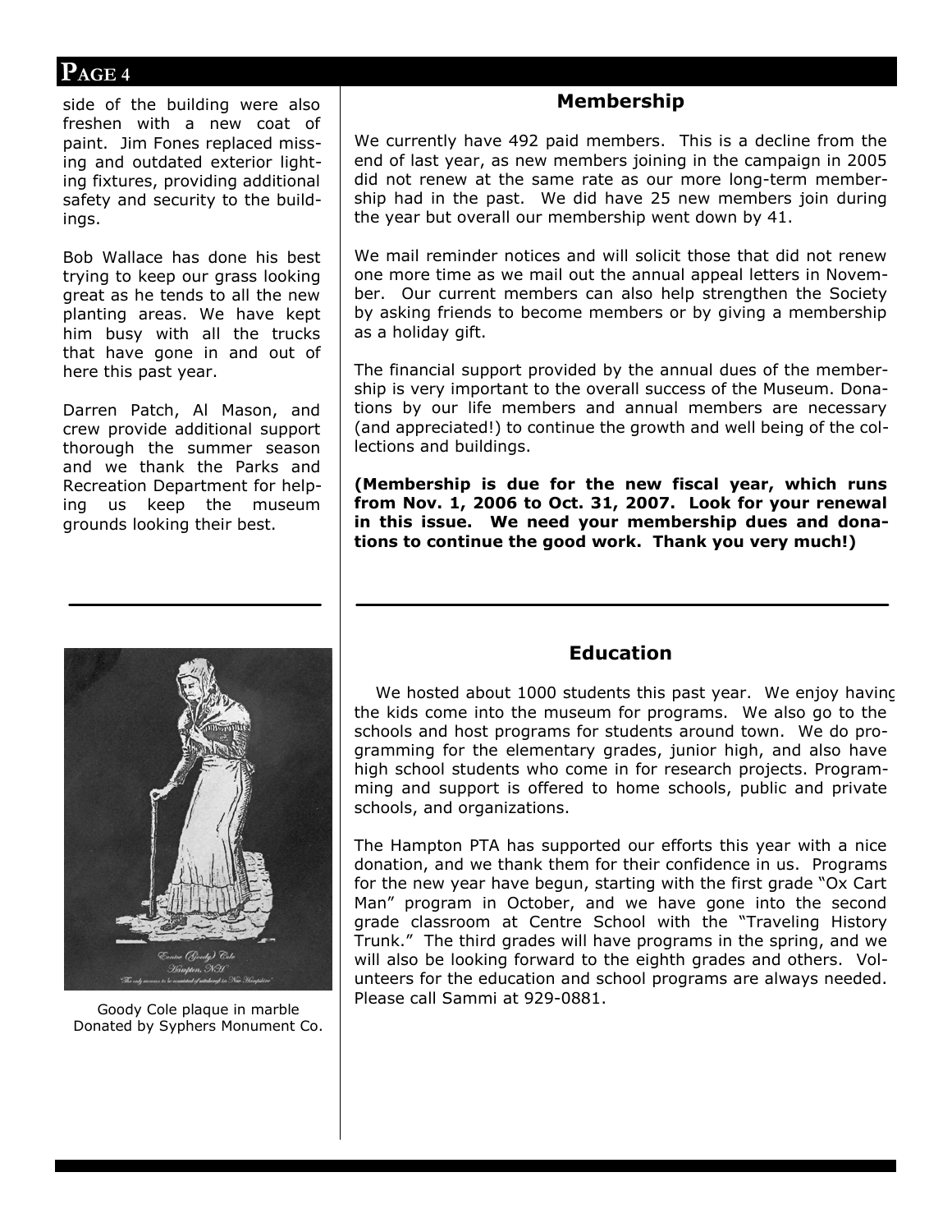side of the building were also freshen with a new coat of paint. Jim Fones replaced missing and outdated exterior lighting fixtures, providing additional safety and security to the buildings.

Bob Wallace has done his best trying to keep our grass looking great as he tends to all the new planting areas. We have kept him busy with all the trucks that have gone in and out of here this past year.

Darren Patch, Al Mason, and crew provide additional support thorough the summer season and we thank the Parks and Recreation Department for helping us keep the museum grounds looking their best.

Goody Cole plaque in marble
Donated by Syphers Monument Co.

## Membership

We currently have 492 paid members. This is a decline from the end of last year, as new members joining in the campaign in 2005 did not renew at the same rate as our more long-term membership had in the past. We did have 25 new members join during the year but overall our membership went down by 41.

We mail reminder notices and will solicit those that did not renew one more time as we mail out the annual appeal letters in November. Our current members can also help strengthen the Society by asking friends to become members or by giving a membership as a holiday gift.

The financial support provided by the annual dues of the membership is very important to the overall success of the Museum. Donations by our life members and annual members are necessary (and appreciated!) to continue the growth and well being of the collections and buildings.

**(Membership is due for the new fiscal year, which runs from Nov. 1, 2006 to Oct. 31, 2007. Look for your renewal in this issue. We need your membership dues and donations to continue the good work. Thank you very much!)**

## Education

We hosted about 1000 students this past year. We enjoy having the kids come into the museum for programs. We also go to the schools and host programs for students around town. We do programming for the elementary grades, junior high, and also have high school students who come in for research projects. Programming and support is offered to home schools, public and private schools, and organizations.

The Hampton PTA has supported our efforts this year with a nice donation, and we thank them for their confidence in us. Programs for the new year have begun, starting with the first grade "Ox Cart Man" program in October, and we have gone into the second grade classroom at Centre School with the "Traveling History Trunk." The third grades will have programs in the spring, and we will also be looking forward to the eighth grades and others. Volunteers for the education and school programs are always needed. Please call Sammi at 929-0881.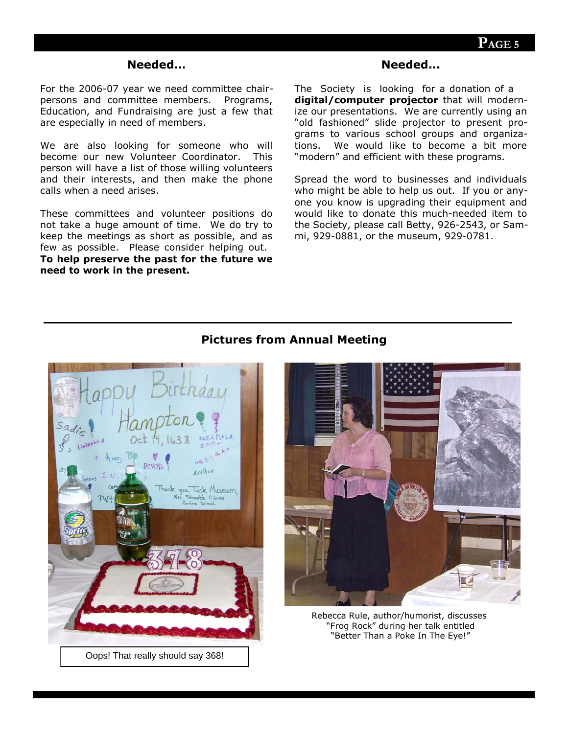## Needed…

For the 2006-07 year we need committee chairpersons and committee members. Programs, Education, and Fundraising are just a few that are especially in need of members.

We are also looking for someone who will become our new Volunteer Coordinator. This person will have a list of those willing volunteers and their interests, and then make the phone calls when a need arises.

These committees and volunteer positions do not take a huge amount of time. We do try to keep the meetings as short as possible, and as few as possible. Please consider helping out. **To help preserve the past for the future we need to work in the present.**

## Needed…

The Society is looking for a donation of a **digital/computer projector** that will modernize our presentations. We are currently using an "old fashioned" slide projector to present programs to various school groups and organizations. We would like to become a bit more "modern" and efficient with these programs.

Spread the word to businesses and individuals who might be able to help us out. If you or anyone you know is upgrading their equipment and would like to donate this much-needed item to the Society, please call Betty, 926-2543, or Sammi, 929-0881, or the museum, 929-0781.

---

## Pictures from Annual Meeting

Oops! That really should say 368!

Rebecca Rule, author/humorist, discusses "Frog Rock" during her talk entitled "Better Than a Poke In The Eye!"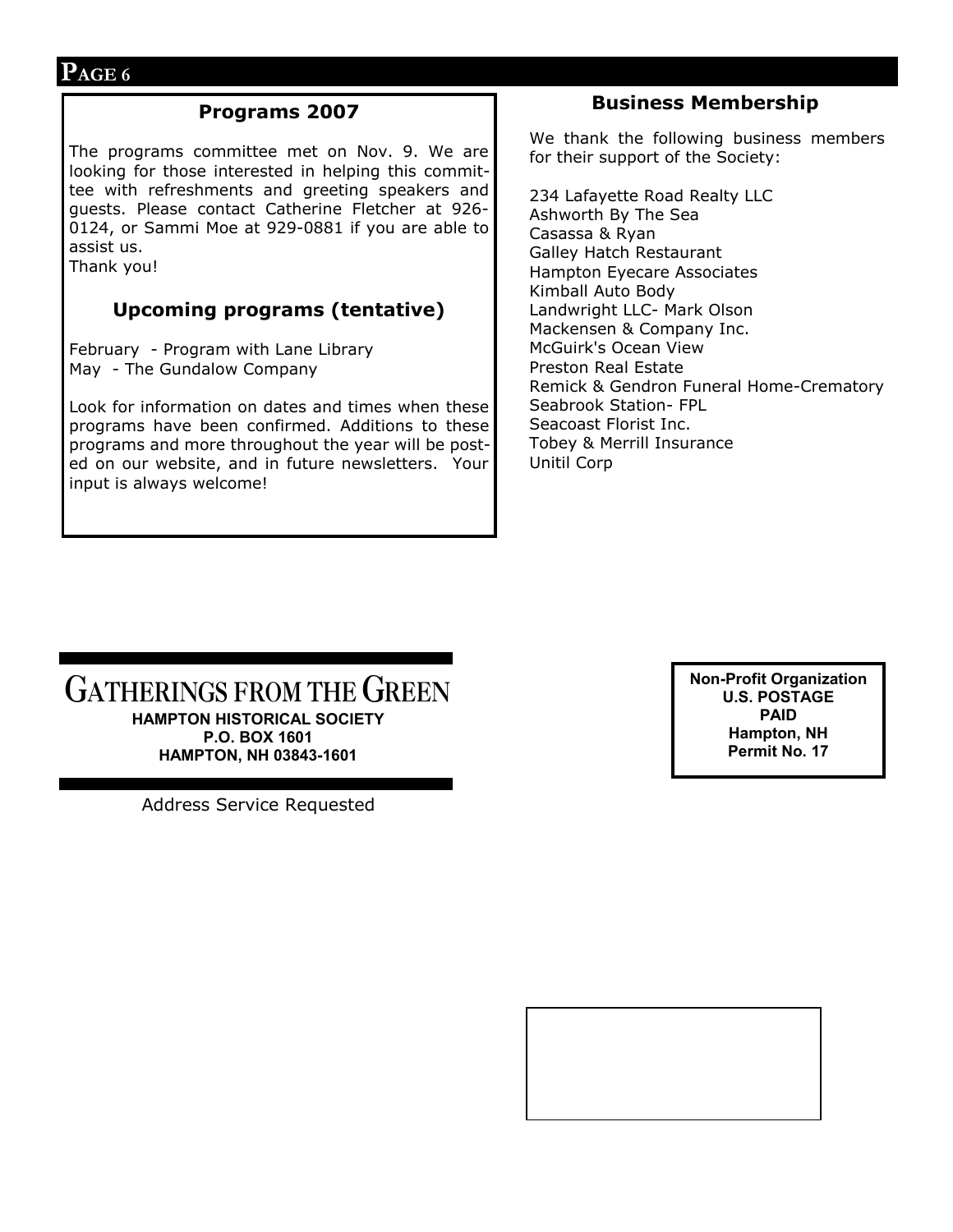## Programs 2007

The programs committee met on Nov. 9. We are looking for those interested in helping this committee with refreshments and greeting speakers and guests. Please contact Catherine Fletcher at 926-0124, or Sammi Moe at 929-0881 if you are able to assist us.
Thank you!

## Upcoming programs (tentative)

February - Program with Lane Library
May - The Gundalow Company

Look for information on dates and times when these programs have been confirmed. Additions to these programs and more throughout the year will be posted on our website, and in future newsletters. Your input is always welcome!

## Business Membership

We thank the following business members for their support of the Society:

234 Lafayette Road Realty LLC
Ashworth By The Sea
Casassa & Ryan
Galley Hatch Restaurant
Hampton Eyecare Associates
Kimball Auto Body
Landwright LLC- Mark Olson
Mackensen & Company Inc.
McGuirk's Ocean View
Preston Real Estate
Remick & Gendron Funeral Home-Crematory
Seabrook Station- FPL
Seacoast Florist Inc.
Tobey & Merrill Insurance
Unitil Corp

# GATHERINGS FROM THE GREEN

**HAMPTON HISTORICAL SOCIETY**
**P.O. BOX 1601**
**HAMPTON, NH 03843-1601**

Address Service Requested

**Non-Profit Organization**
**U.S. POSTAGE**
**PAID**
**Hampton, NH**
**Permit No. 17**